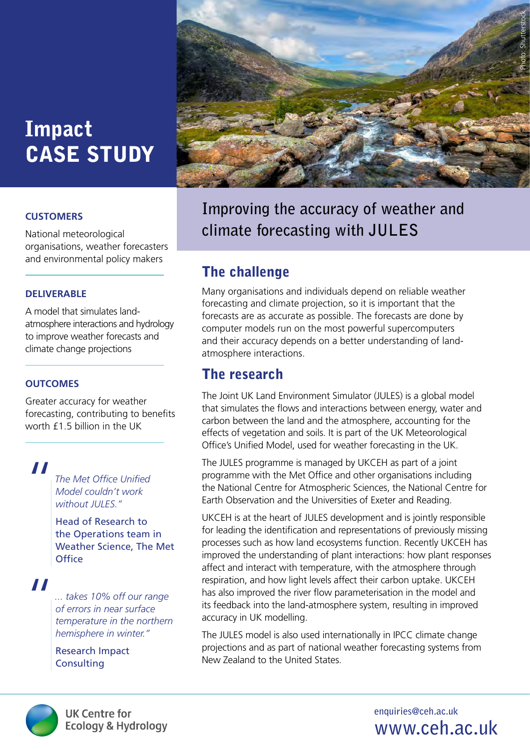# Impact CASE STUDY

## Improving the accuracy of weather and climate forecasting with JULES

**CUSTOMERS**

National meteorological organisations, weather forecasters and environmental policy makers

**DELIVERABLE**

A model that simulates land-atmosphere interactions and hydrology to improve weather forecasts and climate change projections

**OUTCOMES**

Greater accuracy for weather forecasting, contributing to benefits worth £1.5 billion in the UK

> *"The Met Office Unified Model couldn't work without JULES."*
>
> Head of Research to the Operations team in Weather Science, The Met Office

> *"... takes 10% off our range of errors in near surface temperature in the northern hemisphere in winter."*
>
> Research Impact Consulting

## The challenge

Many organisations and individuals depend on reliable weather forecasting and climate projection, so it is important that the forecasts are as accurate as possible. The forecasts are done by computer models run on the most powerful supercomputers and their accuracy depends on a better understanding of land-atmosphere interactions.

## The research

The Joint UK Land Environment Simulator (JULES) is a global model that simulates the flows and interactions between energy, water and carbon between the land and the atmosphere, accounting for the effects of vegetation and soils. It is part of the UK Meteorological Office's Unified Model, used for weather forecasting in the UK.

The JULES programme is managed by UKCEH as part of a joint programme with the Met Office and other organisations including the National Centre for Atmospheric Sciences, the National Centre for Earth Observation and the Universities of Exeter and Reading.

UKCEH is at the heart of JULES development and is jointly responsible for leading the identification and representations of previously missing processes such as how land ecosystems function. Recently UKCEH has improved the understanding of plant interactions: how plant responses affect and interact with temperature, with the atmosphere through respiration, and how light levels affect their carbon uptake. UKCEH has also improved the river flow parameterisation in the model and its feedback into the land-atmosphere system, resulting in improved accuracy in UK modelling.

The JULES model is also used internationally in IPCC climate change projections and as part of national weather forecasting systems from New Zealand to the United States.

UK Centre for Ecology & Hydrology

enquiries@ceh.ac.uk
www.ceh.ac.uk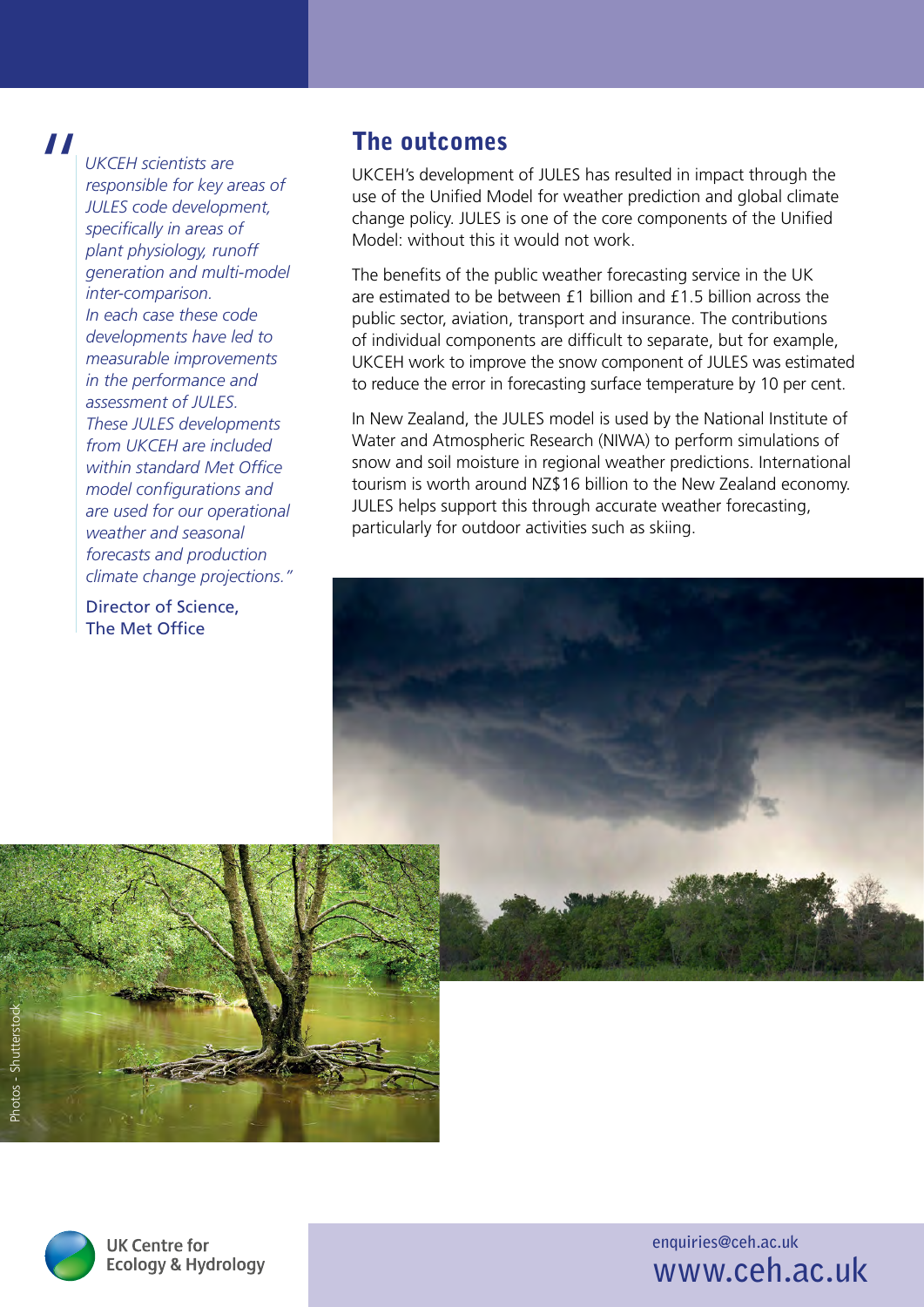> *"UKCEH scientists are responsible for key areas of JULES code development, specifically in areas of plant physiology, runoff generation and multi-model inter-comparison. In each case these code developments have led to measurable improvements in the performance and assessment of JULES. These JULES developments from UKCEH are included within standard Met Office model configurations and are used for our operational weather and seasonal forecasts and production climate change projections."*
>
> Director of Science, The Met Office

## The outcomes

UKCEH's development of JULES has resulted in impact through the use of the Unified Model for weather prediction and global climate change policy. JULES is one of the core components of the Unified Model: without this it would not work.

The benefits of the public weather forecasting service in the UK are estimated to be between £1 billion and £1.5 billion across the public sector, aviation, transport and insurance. The contributions of individual components are difficult to separate, but for example, UKCEH work to improve the snow component of JULES was estimated to reduce the error in forecasting surface temperature by 10 per cent.

In New Zealand, the JULES model is used by the National Institute of Water and Atmospheric Research (NIWA) to perform simulations of snow and soil moisture in regional weather predictions. International tourism is worth around NZ$16 billion to the New Zealand economy. JULES helps support this through accurate weather forecasting, particularly for outdoor activities such as skiing.

Photos - Shutterstock

UK Centre for Ecology & Hydrology

enquiries@ceh.ac.uk
www.ceh.ac.uk